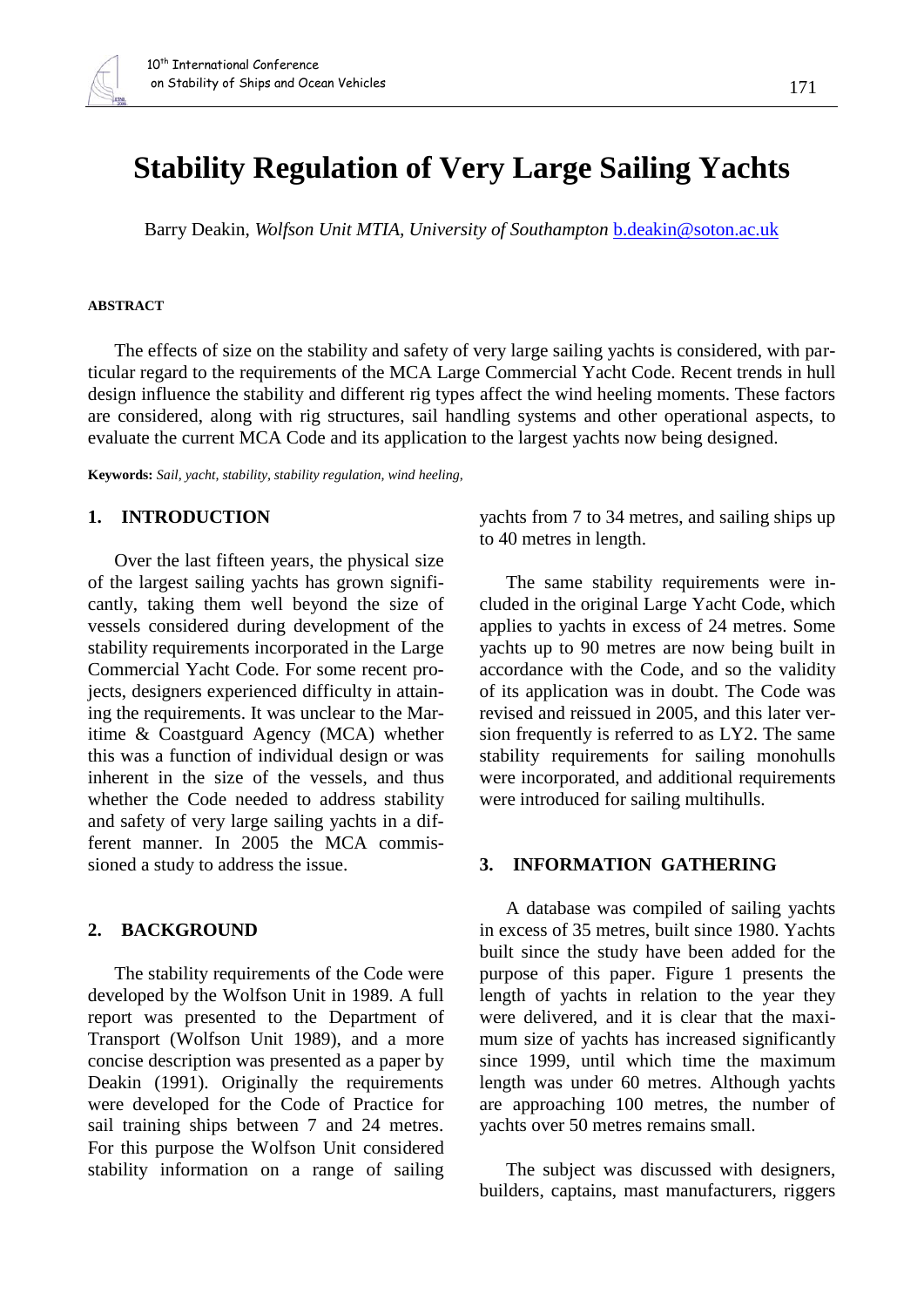# Stability Regulation of Very Large Sailing Yachts

Barry Deakin, *Wolfson Unit MTIA, University of Southampton* b.deakin@soton.ac.uk

#### ABSTRACT

The effects of size on the stability and safety of very large sailing yachts is considered, with particular regard to the requirements of the MCA Large Commercial Yacht Code. Recent trends in hull design influence the stability and different rig types affect the wind heeling moments. These factors are considered, along with rig structures, sail handling systems and other operational aspects, to evaluate the current MCA Code and its application to the largest yachts now being designed.

**Keywords:** *Sail, yacht, stability, stability regulation, wind heeling,*

## 1. INTRODUCTION

Over the last fifteen years, the physical size of the largest sailing yachts has grown significantly, taking them well beyond the size of vessels considered during development of the stability requirements incorporated in the Large Commercial Yacht Code. For some recent projects, designers experienced difficulty in attaining the requirements. It was unclear to the Maritime & Coastguard Agency (MCA) whether this was a function of individual design or was inherent in the size of the vessels, and thus whether the Code needed to address stability and safety of very large sailing yachts in a different manner. In 2005 the MCA commissioned a study to address the issue.

## 2. BACKGROUND

The stability requirements of the Code were developed by the Wolfson Unit in 1989. A full report was presented to the Department of Transport (Wolfson Unit 1989), and a more concise description was presented as a paper by Deakin (1991). Originally the requirements were developed for the Code of Practice for sail training ships between 7 and 24 metres. For this purpose the Wolfson Unit considered stability information on a range of sailing yachts from 7 to 34 metres, and sailing ships up to 40 metres in length.

The same stability requirements were included in the original Large Yacht Code, which applies to yachts in excess of 24 metres. Some yachts up to 90 metres are now being built in accordance with the Code, and so the validity of its application was in doubt. The Code was revised and reissued in 2005, and this later version frequently is referred to as LY2. The same stability requirements for sailing monohulls were incorporated, and additional requirements were introduced for sailing multihulls.

## 3. INFORMATION GATHERING

A database was compiled of sailing yachts in excess of 35 metres, built since 1980. Yachts built since the study have been added for the purpose of this paper. Figure 1 presents the length of yachts in relation to the year they were delivered, and it is clear that the maximum size of yachts has increased significantly since 1999, until which time the maximum length was under 60 metres. Although yachts are approaching 100 metres, the number of yachts over 50 metres remains small.

The subject was discussed with designers, builders, captains, mast manufacturers, riggers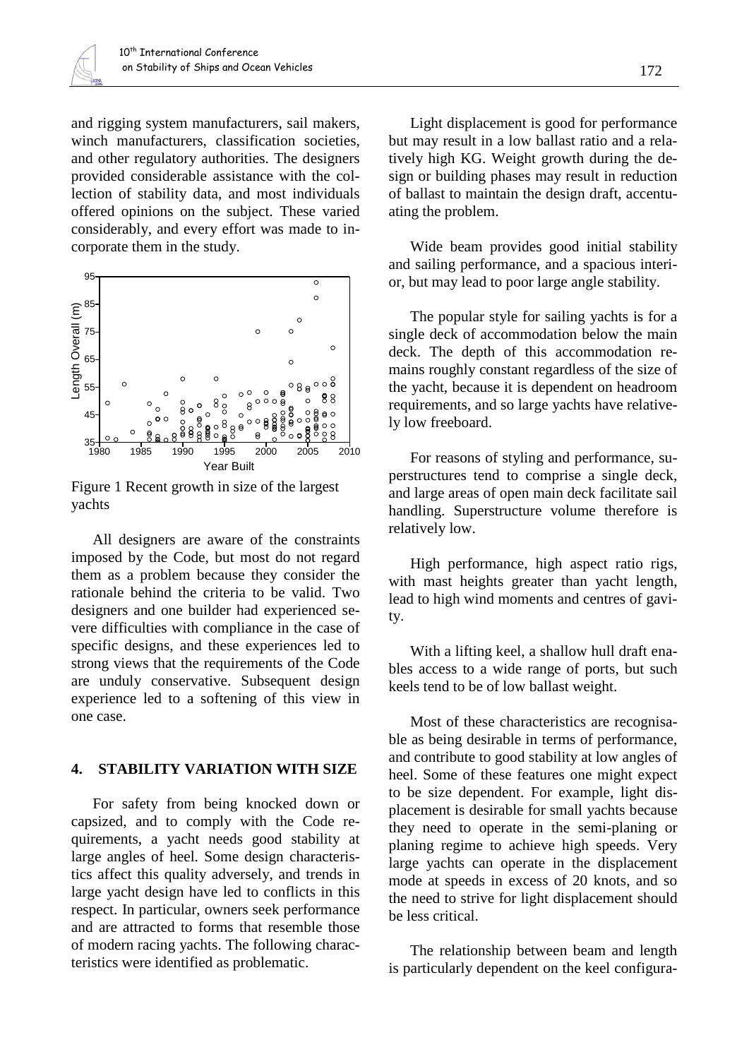and rigging system manufacturers, sail makers, winch manufacturers, classification societies, and other regulatory authorities. The designers provided considerable assistance with the collection of stability data, and most individuals offered opinions on the subject. These varied considerably, and every effort was made to incorporate them in the study.

Figure 1 Recent growth in size of the largest yachts

All designers are aware of the constraints imposed by the Code, but most do not regard them as a problem because they consider the rationale behind the criteria to be valid. Two designers and one builder had experienced severe difficulties with compliance in the case of specific designs, and these experiences led to strong views that the requirements of the Code are unduly conservative. Subsequent design experience led to a softening of this view in one case.

## 4. STABILITY VARIATION WITH SIZE

For safety from being knocked down or capsized, and to comply with the Code requirements, a yacht needs good stability at large angles of heel. Some design characteristics affect this quality adversely, and trends in large yacht design have led to conflicts in this respect. In particular, owners seek performance and are attracted to forms that resemble those of modern racing yachts. The following characteristics were identified as problematic.

Light displacement is good for performance but may result in a low ballast ratio and a relatively high KG. Weight growth during the design or building phases may result in reduction of ballast to maintain the design draft, accentuating the problem.

Wide beam provides good initial stability and sailing performance, and a spacious interior, but may lead to poor large angle stability.

The popular style for sailing yachts is for a single deck of accommodation below the main deck. The depth of this accommodation remains roughly constant regardless of the size of the yacht, because it is dependent on headroom requirements, and so large yachts have relatively low freeboard.

For reasons of styling and performance, superstructures tend to comprise a single deck, and large areas of open main deck facilitate sail handling. Superstructure volume therefore is relatively low.

High performance, high aspect ratio rigs, with mast heights greater than yacht length, lead to high wind moments and centres of gavity.

With a lifting keel, a shallow hull draft enables access to a wide range of ports, but such keels tend to be of low ballast weight.

Most of these characteristics are recognisable as being desirable in terms of performance, and contribute to good stability at low angles of heel. Some of these features one might expect to be size dependent. For example, light displacement is desirable for small yachts because they need to operate in the semi-planing or planing regime to achieve high speeds. Very large yachts can operate in the displacement mode at speeds in excess of 20 knots, and so the need to strive for light displacement should be less critical.

The relationship between beam and length is particularly dependent on the keel configura-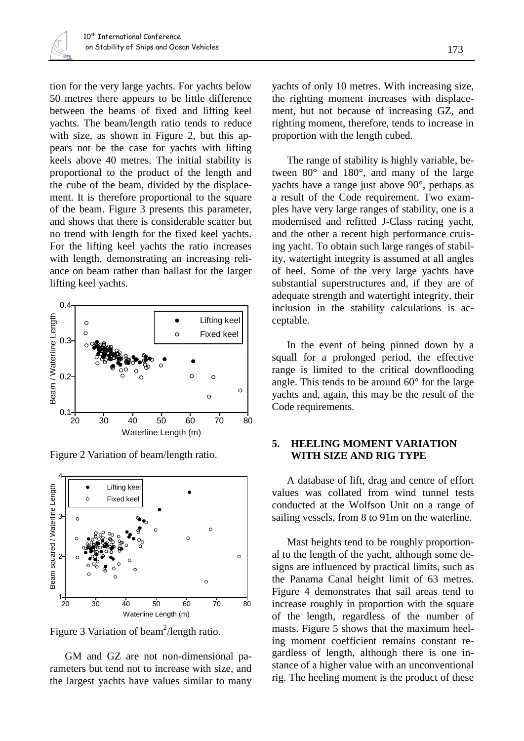tion for the very large yachts. For yachts below 50 metres there appears to be little difference between the beams of fixed and lifting keel yachts. The beam/length ratio tends to reduce with size, as shown in Figure 2, but this appears not be the case for yachts with lifting keels above 40 metres. The initial stability is proportional to the product of the length and the cube of the beam, divided by the displacement. It is therefore proportional to the square of the beam. Figure 3 presents this parameter, and shows that there is considerable scatter but no trend with length for the fixed keel yachts. For the lifting keel yachts the ratio increases with length, demonstrating an increasing reliance on beam rather than ballast for the larger lifting keel yachts.

Figure 2 Variation of beam/length ratio.

Figure 3 Variation of beam$^2$/length ratio.

GM and GZ are not non-dimensional parameters but tend not to increase with size, and the largest yachts have values similar to many yachts of only 10 metres. With increasing size, the righting moment increases with displacement, but not because of increasing GZ, and righting moment, therefore, tends to increase in proportion with the length cubed.

The range of stability is highly variable, between 80° and 180°, and many of the large yachts have a range just above 90°, perhaps as a result of the Code requirement. Two examples have very large ranges of stability, one is a modernised and refitted J-Class racing yacht, and the other a recent high performance cruising yacht. To obtain such large ranges of stability, watertight integrity is assumed at all angles of heel. Some of the very large yachts have substantial superstructures and, if they are of adequate strength and watertight integrity, their inclusion in the stability calculations is acceptable.

In the event of being pinned down by a squall for a prolonged period, the effective range is limited to the critical downflooding angle. This tends to be around 60° for the large yachts and, again, this may be the result of the Code requirements.

## 5. HEELING MOMENT VARIATION WITH SIZE AND RIG TYPE

A database of lift, drag and centre of effort values was collated from wind tunnel tests conducted at the Wolfson Unit on a range of sailing vessels, from 8 to 91m on the waterline.

Mast heights tend to be roughly proportional to the length of the yacht, although some designs are influenced by practical limits, such as the Panama Canal height limit of 63 metres. Figure 4 demonstrates that sail areas tend to increase roughly in proportion with the square of the length, regardless of the number of masts. Figure 5 shows that the maximum heeling moment coefficient remains constant regardless of length, although there is one instance of a higher value with an unconventional rig. The heeling moment is the product of these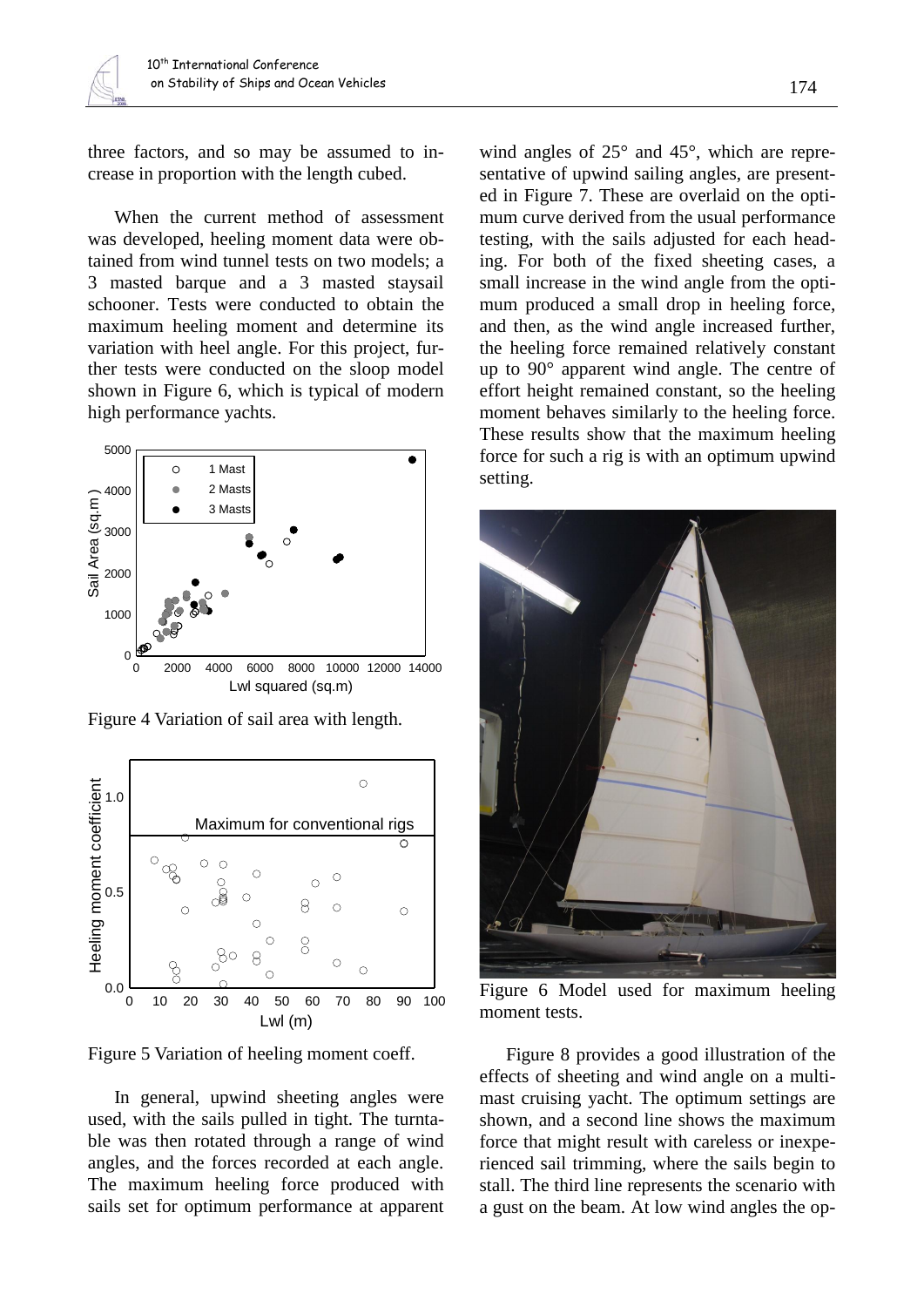three factors, and so may be assumed to increase in proportion with the length cubed.

When the current method of assessment was developed, heeling moment data were obtained from wind tunnel tests on two models; a 3 masted barque and a 3 masted staysail schooner. Tests were conducted to obtain the maximum heeling moment and determine its variation with heel angle. For this project, further tests were conducted on the sloop model shown in Figure 6, which is typical of modern high performance yachts.

Figure 4 Variation of sail area with length.

Figure 5 Variation of heeling moment coeff.

In general, upwind sheeting angles were used, with the sails pulled in tight. The turntable was then rotated through a range of wind angles, and the forces recorded at each angle. The maximum heeling force produced with sails set for optimum performance at apparent wind angles of 25° and 45°, which are representative of upwind sailing angles, are presented in Figure 7. These are overlaid on the optimum curve derived from the usual performance testing, with the sails adjusted for each heading. For both of the fixed sheeting cases, a small increase in the wind angle from the optimum produced a small drop in heeling force, and then, as the wind angle increased further, the heeling force remained relatively constant up to 90° apparent wind angle. The centre of effort height remained constant, so the heeling moment behaves similarly to the heeling force. These results show that the maximum heeling force for such a rig is with an optimum upwind setting.

Figure 6 Model used for maximum heeling moment tests.

Figure 8 provides a good illustration of the effects of sheeting and wind angle on a multi-mast cruising yacht. The optimum settings are shown, and a second line shows the maximum force that might result with careless or inexperienced sail trimming, where the sails begin to stall. The third line represents the scenario with a gust on the beam. At low wind angles the op-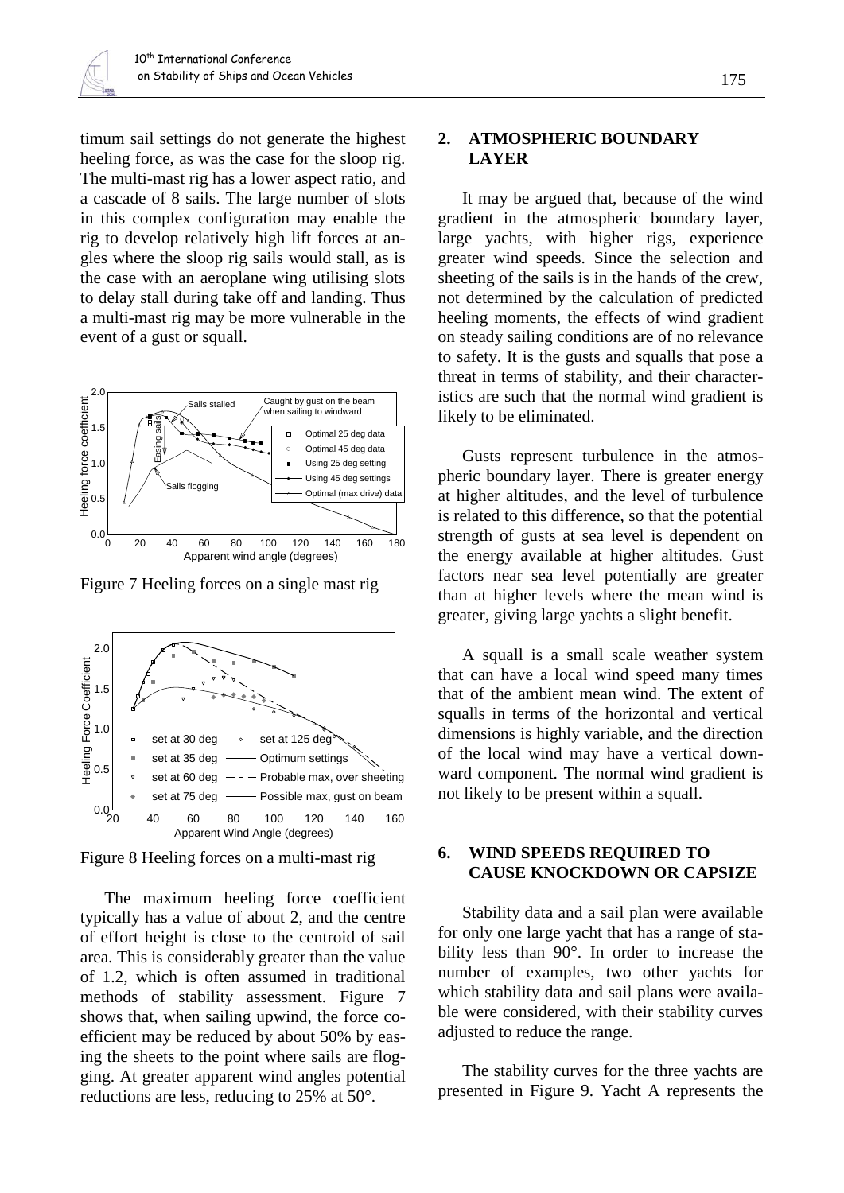timum sail settings do not generate the highest heeling force, as was the case for the sloop rig. The multi-mast rig has a lower aspect ratio, and a cascade of 8 sails. The large number of slots in this complex configuration may enable the rig to develop relatively high lift forces at angles where the sloop rig sails would stall, as is the case with an aeroplane wing utilising slots to delay stall during take off and landing. Thus a multi-mast rig may be more vulnerable in the event of a gust or squall.

Figure 7 Heeling forces on a single mast rig

Figure 8 Heeling forces on a multi-mast rig

The maximum heeling force coefficient typically has a value of about 2, and the centre of effort height is close to the centroid of sail area. This is considerably greater than the value of 1.2, which is often assumed in traditional methods of stability assessment. Figure 7 shows that, when sailing upwind, the force coefficient may be reduced by about 50% by easing the sheets to the point where sails are flogging. At greater apparent wind angles potential reductions are less, reducing to 25% at 50°.

## 2. ATMOSPHERIC BOUNDARY LAYER

It may be argued that, because of the wind gradient in the atmospheric boundary layer, large yachts, with higher rigs, experience greater wind speeds. Since the selection and sheeting of the sails is in the hands of the crew, not determined by the calculation of predicted heeling moments, the effects of wind gradient on steady sailing conditions are of no relevance to safety. It is the gusts and squalls that pose a threat in terms of stability, and their characteristics are such that the normal wind gradient is likely to be eliminated.

Gusts represent turbulence in the atmospheric boundary layer. There is greater energy at higher altitudes, and the level of turbulence is related to this difference, so that the potential strength of gusts at sea level is dependent on the energy available at higher altitudes. Gust factors near sea level potentially are greater than at higher levels where the mean wind is greater, giving large yachts a slight benefit.

A squall is a small scale weather system that can have a local wind speed many times that of the ambient mean wind. The extent of squalls in terms of the horizontal and vertical dimensions is highly variable, and the direction of the local wind may have a vertical downward component. The normal wind gradient is not likely to be present within a squall.

## 6. WIND SPEEDS REQUIRED TO CAUSE KNOCKDOWN OR CAPSIZE

Stability data and a sail plan were available for only one large yacht that has a range of stability less than 90°. In order to increase the number of examples, two other yachts for which stability data and sail plans were available were considered, with their stability curves adjusted to reduce the range.

The stability curves for the three yachts are presented in Figure 9. Yacht A represents the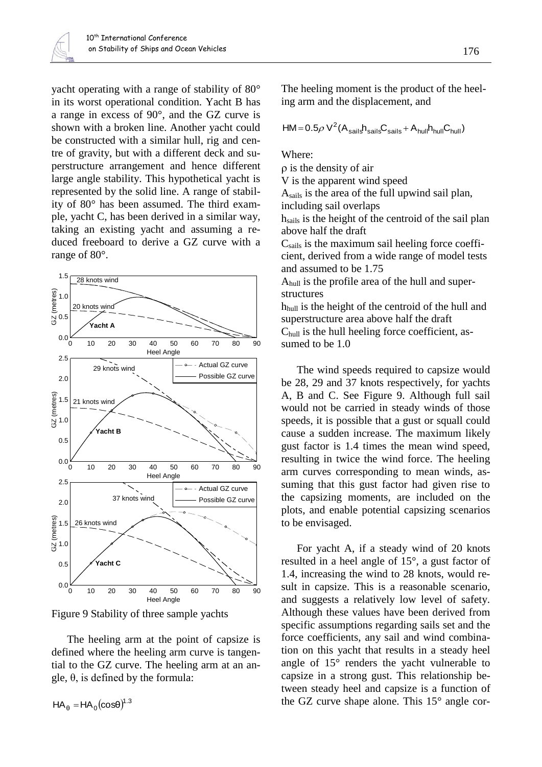yacht operating with a range of stability of 80° in its worst operational condition. Yacht B has a range in excess of 90°, and the GZ curve is shown with a broken line. Another yacht could be constructed with a similar hull, rig and centre of gravity, but with a different deck and superstructure arrangement and hence different large angle stability. This hypothetical yacht is represented by the solid line. A range of stability of 80° has been assumed. The third example, yacht C, has been derived in a similar way, taking an existing yacht and assuming a reduced freeboard to derive a GZ curve with a range of 80°.

Figure 9 Stability of three sample yachts

The heeling arm at the point of capsize is defined where the heeling arm curve is tangential to the GZ curve. The heeling arm at an angle, θ, is defined by the formula:

$$HA_\theta = HA_0(\cos\theta)^{1.3}$$

The heeling moment is the product of the heeling arm and the displacement, and

$$HM = 0.5\rho V^2 (A_{sails} h_{sails} C_{sails} + A_{hull} h_{hull} C_{hull})$$

Where:

$\rho$ is the density of air

$V$ is the apparent wind speed

$A_{sails}$ is the area of the full upwind sail plan, including sail overlaps

$h_{sails}$ is the height of the centroid of the sail plan above half the draft

$C_{sails}$ is the maximum sail heeling force coefficient, derived from a wide range of model tests and assumed to be 1.75

$A_{hull}$ is the profile area of the hull and superstructures

$h_{hull}$ is the height of the centroid of the hull and superstructure area above half the draft

$C_{hull}$ is the hull heeling force coefficient, assumed to be 1.0

The wind speeds required to capsize would be 28, 29 and 37 knots respectively, for yachts A, B and C. See Figure 9. Although full sail would not be carried in steady winds of those speeds, it is possible that a gust or squall could cause a sudden increase. The maximum likely gust factor is 1.4 times the mean wind speed, resulting in twice the wind force. The heeling arm curves corresponding to mean winds, assuming that this gust factor had given rise to the capsizing moments, are included on the plots, and enable potential capsizing scenarios to be envisaged.

For yacht A, if a steady wind of 20 knots resulted in a heel angle of 15°, a gust factor of 1.4, increasing the wind to 28 knots, would result in capsize. This is a reasonable scenario, and suggests a relatively low level of safety. Although these values have been derived from specific assumptions regarding sails set and the force coefficients, any sail and wind combination on this yacht that results in a steady heel angle of 15° renders the yacht vulnerable to capsize in a strong gust. This relationship between steady heel and capsize is a function of the GZ curve shape alone. This 15° angle cor-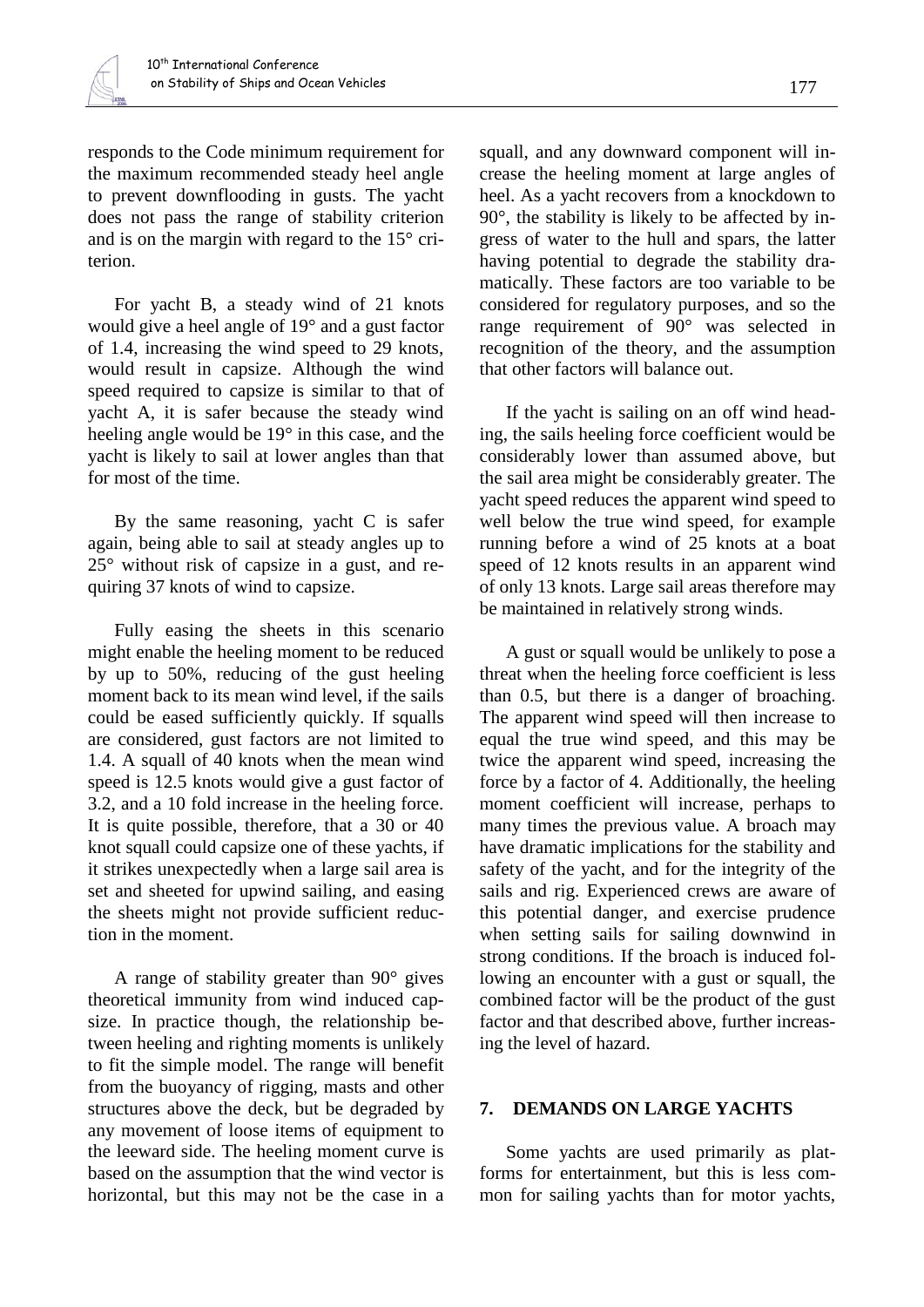responds to the Code minimum requirement for the maximum recommended steady heel angle to prevent downflooding in gusts. The yacht does not pass the range of stability criterion and is on the margin with regard to the 15° criterion.

For yacht B, a steady wind of 21 knots would give a heel angle of 19° and a gust factor of 1.4, increasing the wind speed to 29 knots, would result in capsize. Although the wind speed required to capsize is similar to that of yacht A, it is safer because the steady wind heeling angle would be 19° in this case, and the yacht is likely to sail at lower angles than that for most of the time.

By the same reasoning, yacht C is safer again, being able to sail at steady angles up to 25° without risk of capsize in a gust, and requiring 37 knots of wind to capsize.

Fully easing the sheets in this scenario might enable the heeling moment to be reduced by up to 50%, reducing of the gust heeling moment back to its mean wind level, if the sails could be eased sufficiently quickly. If squalls are considered, gust factors are not limited to 1.4. A squall of 40 knots when the mean wind speed is 12.5 knots would give a gust factor of 3.2, and a 10 fold increase in the heeling force. It is quite possible, therefore, that a 30 or 40 knot squall could capsize one of these yachts, if it strikes unexpectedly when a large sail area is set and sheeted for upwind sailing, and easing the sheets might not provide sufficient reduction in the moment.

A range of stability greater than 90° gives theoretical immunity from wind induced capsize. In practice though, the relationship between heeling and righting moments is unlikely to fit the simple model. The range will benefit from the buoyancy of rigging, masts and other structures above the deck, but be degraded by any movement of loose items of equipment to the leeward side. The heeling moment curve is based on the assumption that the wind vector is horizontal, but this may not be the case in a squall, and any downward component will increase the heeling moment at large angles of heel. As a yacht recovers from a knockdown to 90°, the stability is likely to be affected by ingress of water to the hull and spars, the latter having potential to degrade the stability dramatically. These factors are too variable to be considered for regulatory purposes, and so the range requirement of 90° was selected in recognition of the theory, and the assumption that other factors will balance out.

If the yacht is sailing on an off wind heading, the sails heeling force coefficient would be considerably lower than assumed above, but the sail area might be considerably greater. The yacht speed reduces the apparent wind speed to well below the true wind speed, for example running before a wind of 25 knots at a boat speed of 12 knots results in an apparent wind of only 13 knots. Large sail areas therefore may be maintained in relatively strong winds.

A gust or squall would be unlikely to pose a threat when the heeling force coefficient is less than 0.5, but there is a danger of broaching. The apparent wind speed will then increase to equal the true wind speed, and this may be twice the apparent wind speed, increasing the force by a factor of 4. Additionally, the heeling moment coefficient will increase, perhaps to many times the previous value. A broach may have dramatic implications for the stability and safety of the yacht, and for the integrity of the sails and rig. Experienced crews are aware of this potential danger, and exercise prudence when setting sails for sailing downwind in strong conditions. If the broach is induced following an encounter with a gust or squall, the combined factor will be the product of the gust factor and that described above, further increasing the level of hazard.

## 7. DEMANDS ON LARGE YACHTS

Some yachts are used primarily as platforms for entertainment, but this is less common for sailing yachts than for motor yachts,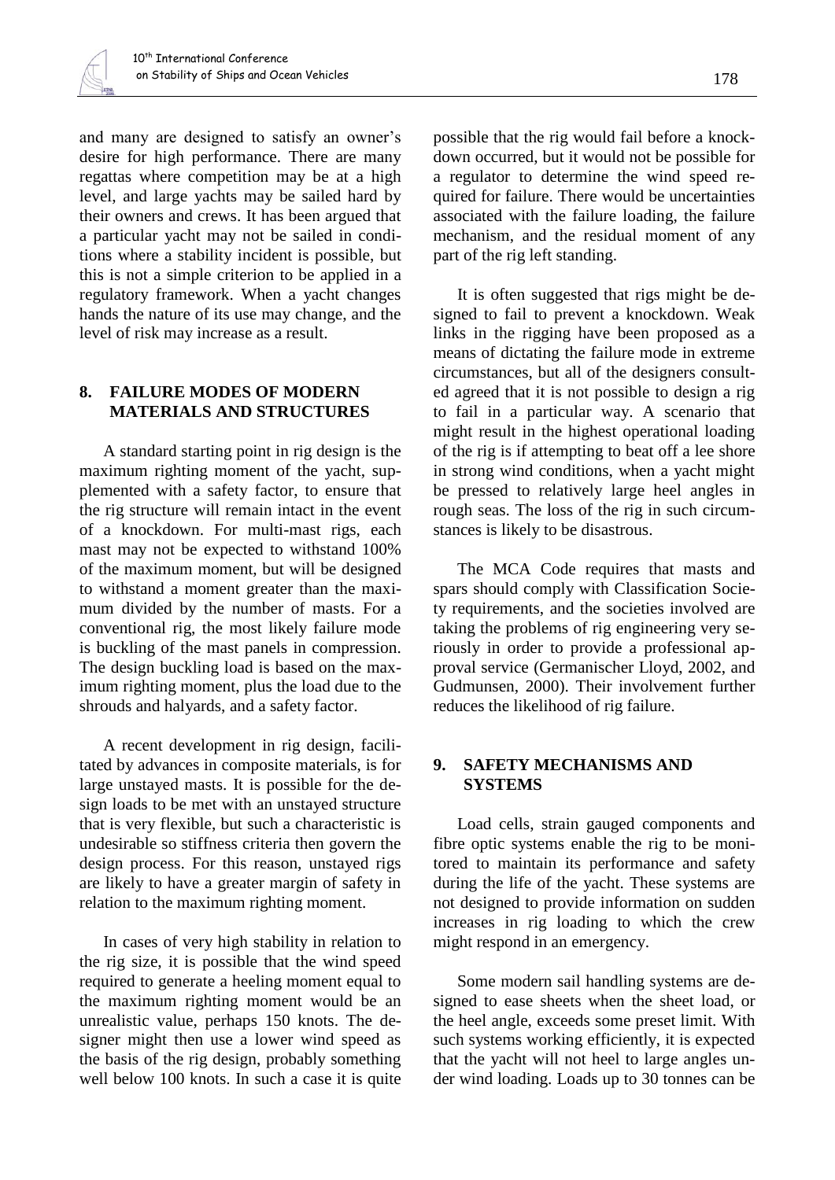and many are designed to satisfy an owner's desire for high performance. There are many regattas where competition may be at a high level, and large yachts may be sailed hard by their owners and crews. It has been argued that a particular yacht may not be sailed in conditions where a stability incident is possible, but this is not a simple criterion to be applied in a regulatory framework. When a yacht changes hands the nature of its use may change, and the level of risk may increase as a result.

## 8. FAILURE MODES OF MODERN MATERIALS AND STRUCTURES

A standard starting point in rig design is the maximum righting moment of the yacht, supplemented with a safety factor, to ensure that the rig structure will remain intact in the event of a knockdown. For multi-mast rigs, each mast may not be expected to withstand 100% of the maximum moment, but will be designed to withstand a moment greater than the maximum divided by the number of masts. For a conventional rig, the most likely failure mode is buckling of the mast panels in compression. The design buckling load is based on the maximum righting moment, plus the load due to the shrouds and halyards, and a safety factor.

A recent development in rig design, facilitated by advances in composite materials, is for large unstayed masts. It is possible for the design loads to be met with an unstayed structure that is very flexible, but such a characteristic is undesirable so stiffness criteria then govern the design process. For this reason, unstayed rigs are likely to have a greater margin of safety in relation to the maximum righting moment.

In cases of very high stability in relation to the rig size, it is possible that the wind speed required to generate a heeling moment equal to the maximum righting moment would be an unrealistic value, perhaps 150 knots. The designer might then use a lower wind speed as the basis of the rig design, probably something well below 100 knots. In such a case it is quite possible that the rig would fail before a knockdown occurred, but it would not be possible for a regulator to determine the wind speed required for failure. There would be uncertainties associated with the failure loading, the failure mechanism, and the residual moment of any part of the rig left standing.

It is often suggested that rigs might be designed to fail to prevent a knockdown. Weak links in the rigging have been proposed as a means of dictating the failure mode in extreme circumstances, but all of the designers consulted agreed that it is not possible to design a rig to fail in a particular way. A scenario that might result in the highest operational loading of the rig is if attempting to beat off a lee shore in strong wind conditions, when a yacht might be pressed to relatively large heel angles in rough seas. The loss of the rig in such circumstances is likely to be disastrous.

The MCA Code requires that masts and spars should comply with Classification Society requirements, and the societies involved are taking the problems of rig engineering very seriously in order to provide a professional approval service (Germanischer Lloyd, 2002, and Gudmunsen, 2000). Their involvement further reduces the likelihood of rig failure.

## 9. SAFETY MECHANISMS AND SYSTEMS

Load cells, strain gauged components and fibre optic systems enable the rig to be monitored to maintain its performance and safety during the life of the yacht. These systems are not designed to provide information on sudden increases in rig loading to which the crew might respond in an emergency.

Some modern sail handling systems are designed to ease sheets when the sheet load, or the heel angle, exceeds some preset limit. With such systems working efficiently, it is expected that the yacht will not heel to large angles under wind loading. Loads up to 30 tonnes can be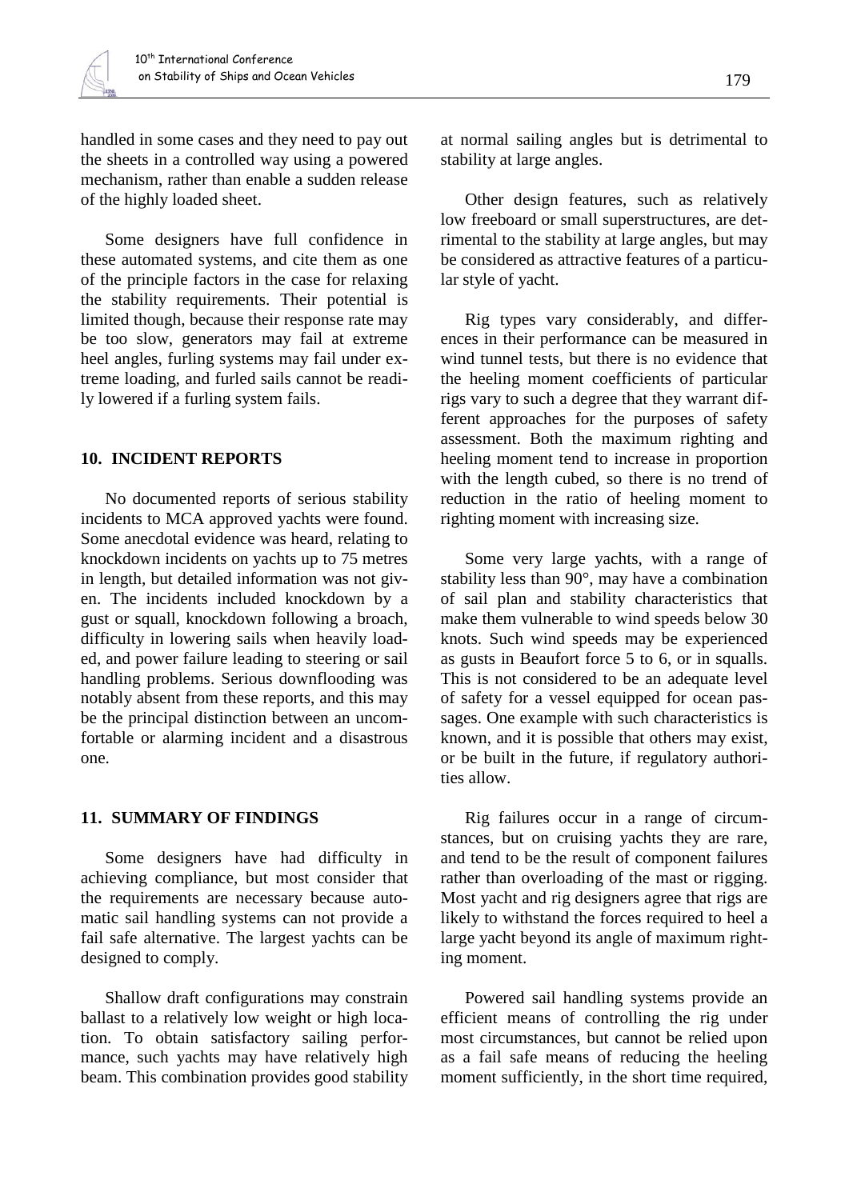handled in some cases and they need to pay out the sheets in a controlled way using a powered mechanism, rather than enable a sudden release of the highly loaded sheet.

Some designers have full confidence in these automated systems, and cite them as one of the principle factors in the case for relaxing the stability requirements. Their potential is limited though, because their response rate may be too slow, generators may fail at extreme heel angles, furling systems may fail under extreme loading, and furled sails cannot be readily lowered if a furling system fails.

## 10. INCIDENT REPORTS

No documented reports of serious stability incidents to MCA approved yachts were found. Some anecdotal evidence was heard, relating to knockdown incidents on yachts up to 75 metres in length, but detailed information was not given. The incidents included knockdown by a gust or squall, knockdown following a broach, difficulty in lowering sails when heavily loaded, and power failure leading to steering or sail handling problems. Serious downflooding was notably absent from these reports, and this may be the principal distinction between an uncomfortable or alarming incident and a disastrous one.

## 11. SUMMARY OF FINDINGS

Some designers have had difficulty in achieving compliance, but most consider that the requirements are necessary because automatic sail handling systems can not provide a fail safe alternative. The largest yachts can be designed to comply.

Shallow draft configurations may constrain ballast to a relatively low weight or high location. To obtain satisfactory sailing performance, such yachts may have relatively high beam. This combination provides good stability at normal sailing angles but is detrimental to stability at large angles.

Other design features, such as relatively low freeboard or small superstructures, are detrimental to the stability at large angles, but may be considered as attractive features of a particular style of yacht.

Rig types vary considerably, and differences in their performance can be measured in wind tunnel tests, but there is no evidence that the heeling moment coefficients of particular rigs vary to such a degree that they warrant different approaches for the purposes of safety assessment. Both the maximum righting and heeling moment tend to increase in proportion with the length cubed, so there is no trend of reduction in the ratio of heeling moment to righting moment with increasing size.

Some very large yachts, with a range of stability less than 90°, may have a combination of sail plan and stability characteristics that make them vulnerable to wind speeds below 30 knots. Such wind speeds may be experienced as gusts in Beaufort force 5 to 6, or in squalls. This is not considered to be an adequate level of safety for a vessel equipped for ocean passages. One example with such characteristics is known, and it is possible that others may exist, or be built in the future, if regulatory authorities allow.

Rig failures occur in a range of circumstances, but on cruising yachts they are rare, and tend to be the result of component failures rather than overloading of the mast or rigging. Most yacht and rig designers agree that rigs are likely to withstand the forces required to heel a large yacht beyond its angle of maximum righting moment.

Powered sail handling systems provide an efficient means of controlling the rig under most circumstances, but cannot be relied upon as a fail safe means of reducing the heeling moment sufficiently, in the short time required,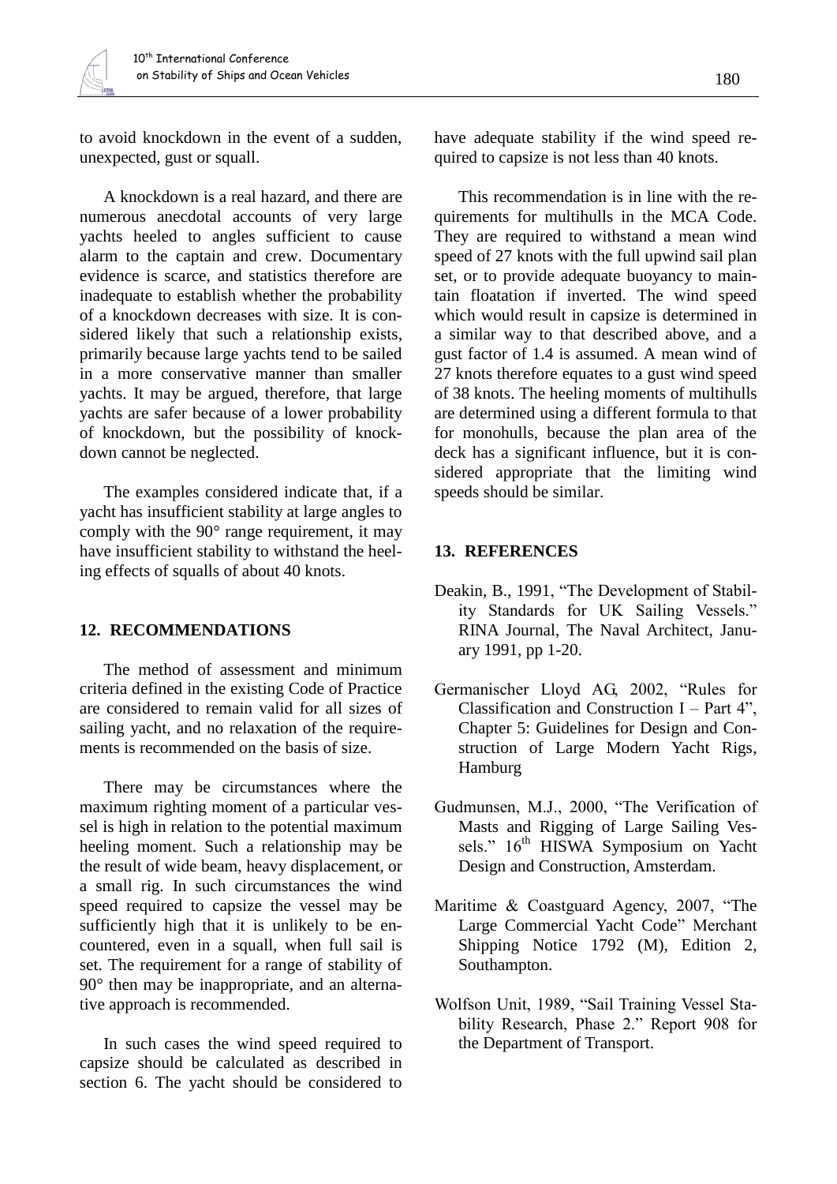to avoid knockdown in the event of a sudden, unexpected, gust or squall.

A knockdown is a real hazard, and there are numerous anecdotal accounts of very large yachts heeled to angles sufficient to cause alarm to the captain and crew. Documentary evidence is scarce, and statistics therefore are inadequate to establish whether the probability of a knockdown decreases with size. It is considered likely that such a relationship exists, primarily because large yachts tend to be sailed in a more conservative manner than smaller yachts. It may be argued, therefore, that large yachts are safer because of a lower probability of knockdown, but the possibility of knockdown cannot be neglected.

The examples considered indicate that, if a yacht has insufficient stability at large angles to comply with the 90° range requirement, it may have insufficient stability to withstand the heeling effects of squalls of about 40 knots.

## 12. RECOMMENDATIONS

The method of assessment and minimum criteria defined in the existing Code of Practice are considered to remain valid for all sizes of sailing yacht, and no relaxation of the requirements is recommended on the basis of size.

There may be circumstances where the maximum righting moment of a particular vessel is high in relation to the potential maximum heeling moment. Such a relationship may be the result of wide beam, heavy displacement, or a small rig. In such circumstances the wind speed required to capsize the vessel may be sufficiently high that it is unlikely to be encountered, even in a squall, when full sail is set. The requirement for a range of stability of 90° then may be inappropriate, and an alternative approach is recommended.

In such cases the wind speed required to capsize should be calculated as described in section 6. The yacht should be considered to have adequate stability if the wind speed required to capsize is not less than 40 knots.

This recommendation is in line with the requirements for multihulls in the MCA Code. They are required to withstand a mean wind speed of 27 knots with the full upwind sail plan set, or to provide adequate buoyancy to maintain floatation if inverted. The wind speed which would result in capsize is determined in a similar way to that described above, and a gust factor of 1.4 is assumed. A mean wind of 27 knots therefore equates to a gust wind speed of 38 knots. The heeling moments of multihulls are determined using a different formula to that for monohulls, because the plan area of the deck has a significant influence, but it is considered appropriate that the limiting wind speeds should be similar.

## 13. REFERENCES

Deakin, B., 1991, "The Development of Stability Standards for UK Sailing Vessels." RINA Journal, The Naval Architect, January 1991, pp 1-20.

Germanischer Lloyd AG, 2002, "Rules for Classification and Construction I – Part 4", Chapter 5: Guidelines for Design and Construction of Large Modern Yacht Rigs, Hamburg

Gudmunsen, M.J., 2000, "The Verification of Masts and Rigging of Large Sailing Vessels." 16th HISWA Symposium on Yacht Design and Construction, Amsterdam.

Maritime & Coastguard Agency, 2007, "The Large Commercial Yacht Code" Merchant Shipping Notice 1792 (M), Edition 2, Southampton.

Wolfson Unit, 1989, "Sail Training Vessel Stability Research, Phase 2." Report 908 for the Department of Transport.